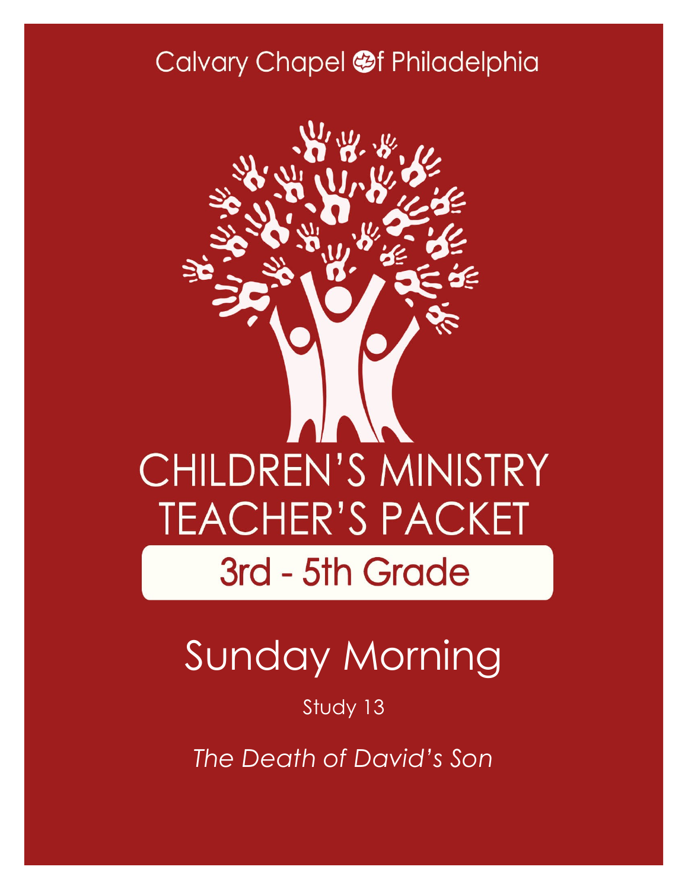Calvary Chapel of Philadelphia

# CHILDREN'S MINISTRY TEACHER'S PACKET

## 3rd - 5th Grade

# Sunday Morning

Study 13

*The Death of David's Son*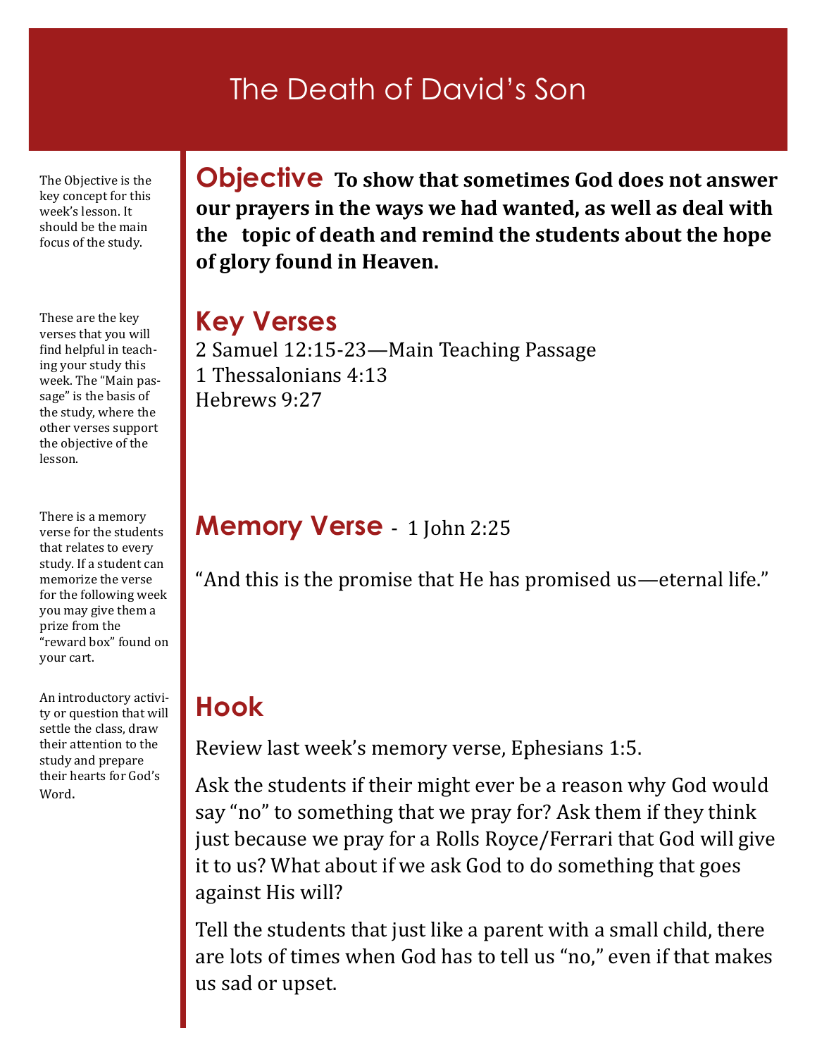# The Death of David's Son

The Objective is the key concept for this week's lesson. It should be the main focus of the study.

## Objective

**To show that sometimes God does not answer our prayers in the ways we had wanted, as well as deal with the topic of death and remind the students about the hope of glory found in Heaven.**

These are the key verses that you will find helpful in teaching your study this week. The "Main passage" is the basis of the study, where the other verses support the objective of the lesson.

## Key Verses

2 Samuel 12:15-23—Main Teaching Passage
1 Thessalonians 4:13
Hebrews 9:27

There is a memory verse for the students that relates to every study. If a student can memorize the verse for the following week you may give them a prize from the "reward box" found on your cart.

## Memory Verse - 1 John 2:25

"And this is the promise that He has promised us—eternal life."

An introductory activity or question that will settle the class, draw their attention to the study and prepare their hearts for God's Word.

## Hook

Review last week's memory verse, Ephesians 1:5.

Ask the students if their might ever be a reason why God would say "no" to something that we pray for? Ask them if they think just because we pray for a Rolls Royce/Ferrari that God will give it to us? What about if we ask God to do something that goes against His will?

Tell the students that just like a parent with a small child, there are lots of times when God has to tell us "no," even if that makes us sad or upset.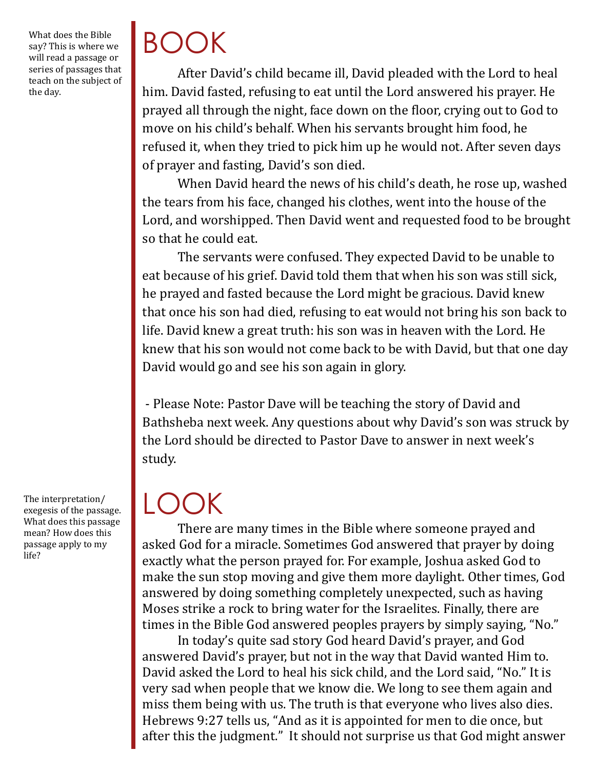What does the Bible say? This is where we will read a passage or series of passages that teach on the subject of the day.

# BOOK

After David's child became ill, David pleaded with the Lord to heal him. David fasted, refusing to eat until the Lord answered his prayer. He prayed all through the night, face down on the floor, crying out to God to move on his child's behalf. When his servants brought him food, he refused it, when they tried to pick him up he would not. After seven days of prayer and fasting, David's son died.

When David heard the news of his child's death, he rose up, washed the tears from his face, changed his clothes, went into the house of the Lord, and worshipped. Then David went and requested food to be brought so that he could eat.

The servants were confused. They expected David to be unable to eat because of his grief. David told them that when his son was still sick, he prayed and fasted because the Lord might be gracious. David knew that once his son had died, refusing to eat would not bring his son back to life. David knew a great truth: his son was in heaven with the Lord. He knew that his son would not come back to be with David, but that one day David would go and see his son again in glory.

- Please Note: Pastor Dave will be teaching the story of David and Bathsheba next week. Any questions about why David's son was struck by the Lord should be directed to Pastor Dave to answer in next week's study.

The interpretation/exegesis of the passage. What does this passage mean? How does this passage apply to my life?

# LOOK

There are many times in the Bible where someone prayed and asked God for a miracle. Sometimes God answered that prayer by doing exactly what the person prayed for. For example, Joshua asked God to make the sun stop moving and give them more daylight. Other times, God answered by doing something completely unexpected, such as having Moses strike a rock to bring water for the Israelites. Finally, there are times in the Bible God answered peoples prayers by simply saying, "No."

In today's quite sad story God heard David's prayer, and God answered David's prayer, but not in the way that David wanted Him to. David asked the Lord to heal his sick child, and the Lord said, "No." It is very sad when people that we know die. We long to see them again and miss them being with us. The truth is that everyone who lives also dies. Hebrews 9:27 tells us, "And as it is appointed for men to die once, but after this the judgment." It should not surprise us that God might answer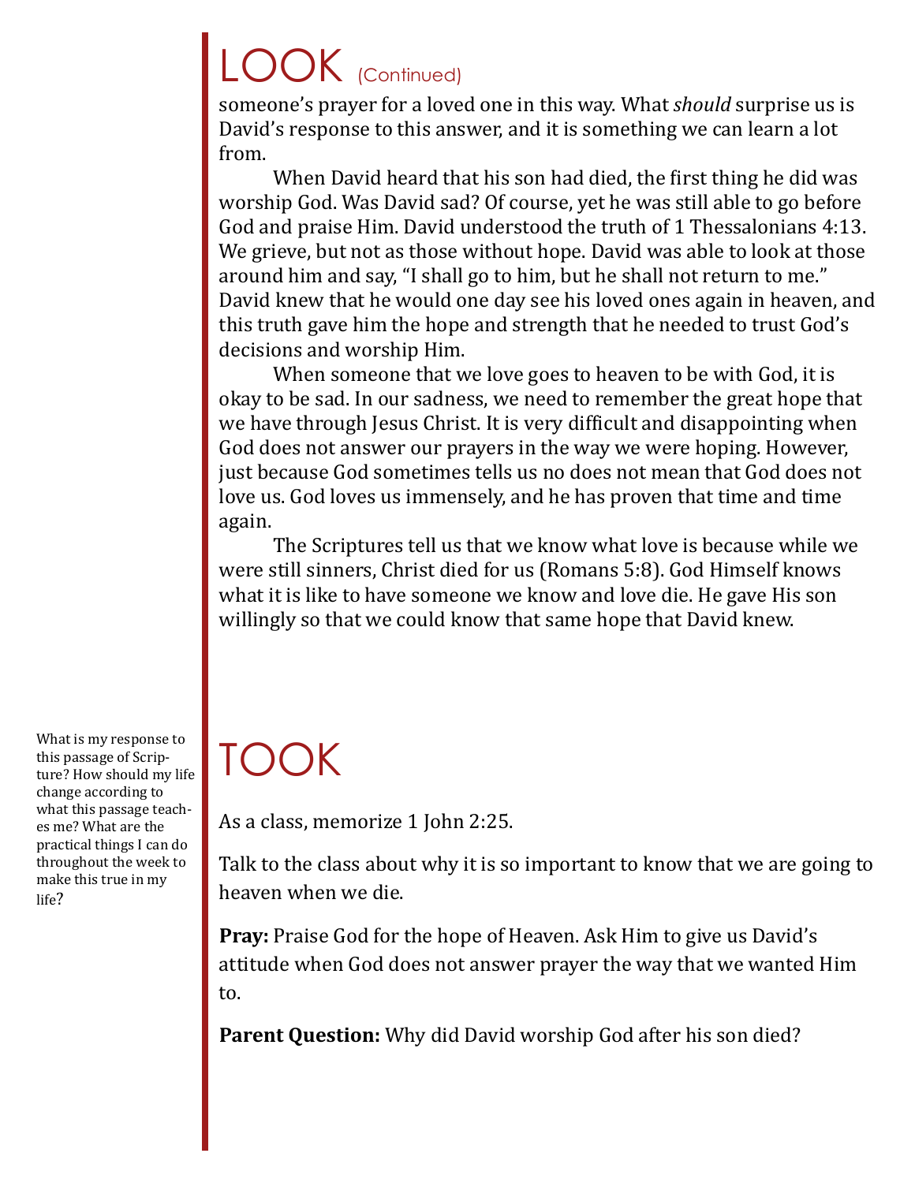# LOOK (Continued)

someone's prayer for a loved one in this way. What *should* surprise us is David's response to this answer, and it is something we can learn a lot from.

When David heard that his son had died, the first thing he did was worship God. Was David sad? Of course, yet he was still able to go before God and praise Him. David understood the truth of 1 Thessalonians 4:13. We grieve, but not as those without hope. David was able to look at those around him and say, "I shall go to him, but he shall not return to me." David knew that he would one day see his loved ones again in heaven, and this truth gave him the hope and strength that he needed to trust God's decisions and worship Him.

When someone that we love goes to heaven to be with God, it is okay to be sad. In our sadness, we need to remember the great hope that we have through Jesus Christ. It is very difficult and disappointing when God does not answer our prayers in the way we were hoping. However, just because God sometimes tells us no does not mean that God does not love us. God loves us immensely, and he has proven that time and time again.

The Scriptures tell us that we know what love is because while we were still sinners, Christ died for us (Romans 5:8). God Himself knows what it is like to have someone we know and love die. He gave His son willingly so that we could know that same hope that David knew.

# TOOK

What is my response to this passage of Scripture? How should my life change according to what this passage teaches me? What are the practical things I can do throughout the week to make this true in my life?

As a class, memorize 1 John 2:25.

Talk to the class about why it is so important to know that we are going to heaven when we die.

**Pray:** Praise God for the hope of Heaven. Ask Him to give us David's attitude when God does not answer prayer the way that we wanted Him to.

**Parent Question:** Why did David worship God after his son died?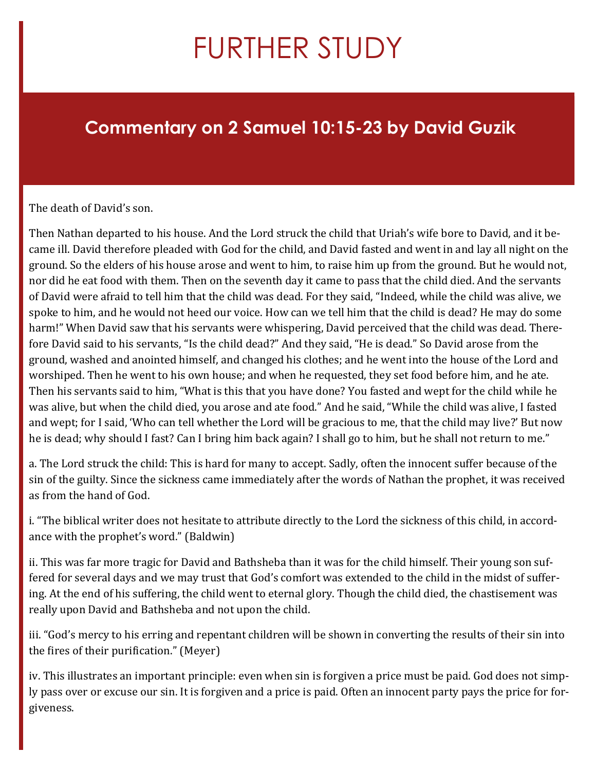# FURTHER STUDY

## Commentary on 2 Samuel 10:15-23 by David Guzik

The death of David's son.

Then Nathan departed to his house. And the Lord struck the child that Uriah's wife bore to David, and it became ill. David therefore pleaded with God for the child, and David fasted and went in and lay all night on the ground. So the elders of his house arose and went to him, to raise him up from the ground. But he would not, nor did he eat food with them. Then on the seventh day it came to pass that the child died. And the servants of David were afraid to tell him that the child was dead. For they said, "Indeed, while the child was alive, we spoke to him, and he would not heed our voice. How can we tell him that the child is dead? He may do some harm!" When David saw that his servants were whispering, David perceived that the child was dead. Therefore David said to his servants, "Is the child dead?" And they said, "He is dead." So David arose from the ground, washed and anointed himself, and changed his clothes; and he went into the house of the Lord and worshiped. Then he went to his own house; and when he requested, they set food before him, and he ate. Then his servants said to him, "What is this that you have done? You fasted and wept for the child while he was alive, but when the child died, you arose and ate food." And he said, "While the child was alive, I fasted and wept; for I said, 'Who can tell whether the Lord will be gracious to me, that the child may live?' But now he is dead; why should I fast? Can I bring him back again? I shall go to him, but he shall not return to me."

a. The Lord struck the child: This is hard for many to accept. Sadly, often the innocent suffer because of the sin of the guilty. Since the sickness came immediately after the words of Nathan the prophet, it was received as from the hand of God.

i. "The biblical writer does not hesitate to attribute directly to the Lord the sickness of this child, in accordance with the prophet's word." (Baldwin)

ii. This was far more tragic for David and Bathsheba than it was for the child himself. Their young son suffered for several days and we may trust that God's comfort was extended to the child in the midst of suffering. At the end of his suffering, the child went to eternal glory. Though the child died, the chastisement was really upon David and Bathsheba and not upon the child.

iii. "God's mercy to his erring and repentant children will be shown in converting the results of their sin into the fires of their purification." (Meyer)

iv. This illustrates an important principle: even when sin is forgiven a price must be paid. God does not simply pass over or excuse our sin. It is forgiven and a price is paid. Often an innocent party pays the price for forgiveness.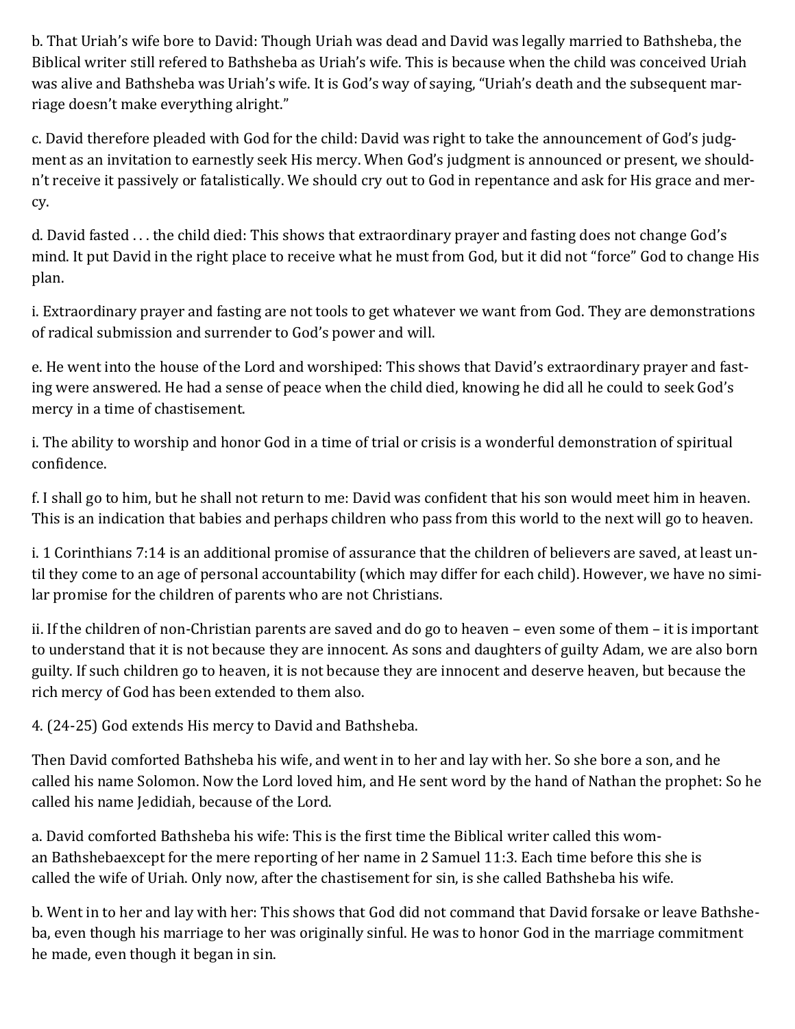b. That Uriah's wife bore to David: Though Uriah was dead and David was legally married to Bathsheba, the Biblical writer still refered to Bathsheba as Uriah's wife. This is because when the child was conceived Uriah was alive and Bathsheba was Uriah's wife. It is God's way of saying, "Uriah's death and the subsequent marriage doesn't make everything alright."

c. David therefore pleaded with God for the child: David was right to take the announcement of God's judgment as an invitation to earnestly seek His mercy. When God's judgment is announced or present, we shouldn't receive it passively or fatalistically. We should cry out to God in repentance and ask for His grace and mercy.

d. David fasted . . . the child died: This shows that extraordinary prayer and fasting does not change God's mind. It put David in the right place to receive what he must from God, but it did not "force" God to change His plan.

i. Extraordinary prayer and fasting are not tools to get whatever we want from God. They are demonstrations of radical submission and surrender to God's power and will.

e. He went into the house of the Lord and worshiped: This shows that David's extraordinary prayer and fasting were answered. He had a sense of peace when the child died, knowing he did all he could to seek God's mercy in a time of chastisement.

i. The ability to worship and honor God in a time of trial or crisis is a wonderful demonstration of spiritual confidence.

f. I shall go to him, but he shall not return to me: David was confident that his son would meet him in heaven. This is an indication that babies and perhaps children who pass from this world to the next will go to heaven.

i. 1 Corinthians 7:14 is an additional promise of assurance that the children of believers are saved, at least until they come to an age of personal accountability (which may differ for each child). However, we have no similar promise for the children of parents who are not Christians.

ii. If the children of non-Christian parents are saved and do go to heaven – even some of them – it is important to understand that it is not because they are innocent. As sons and daughters of guilty Adam, we are also born guilty. If such children go to heaven, it is not because they are innocent and deserve heaven, but because the rich mercy of God has been extended to them also.

4. (24-25) God extends His mercy to David and Bathsheba.

Then David comforted Bathsheba his wife, and went in to her and lay with her. So she bore a son, and he called his name Solomon. Now the Lord loved him, and He sent word by the hand of Nathan the prophet: So he called his name Jedidiah, because of the Lord.

a. David comforted Bathsheba his wife: This is the first time the Biblical writer called this woman Bathshebaexcept for the mere reporting of her name in 2 Samuel 11:3. Each time before this she is called the wife of Uriah. Only now, after the chastisement for sin, is she called Bathsheba his wife.

b. Went in to her and lay with her: This shows that God did not command that David forsake or leave Bathsheba, even though his marriage to her was originally sinful. He was to honor God in the marriage commitment he made, even though it began in sin.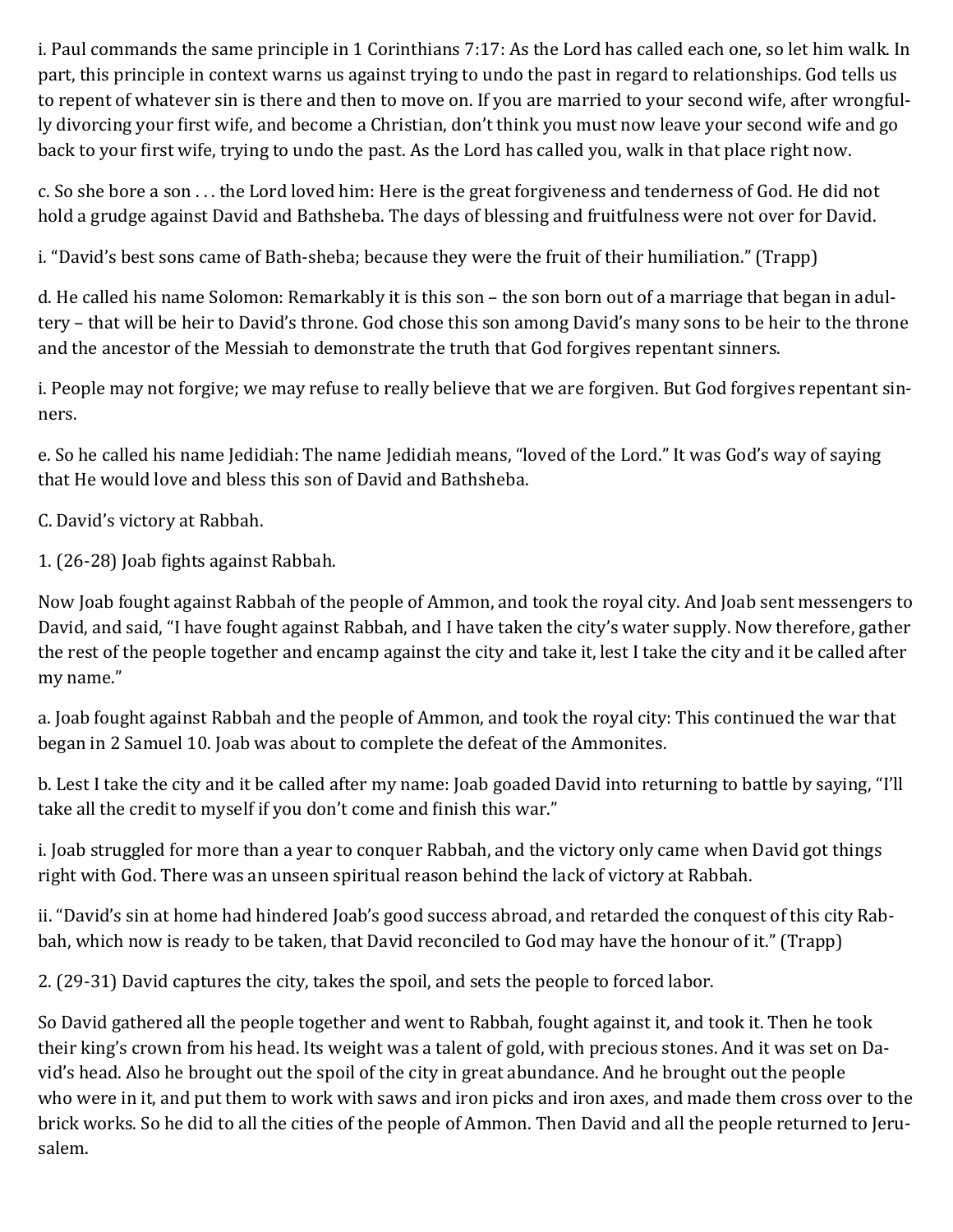i. Paul commands the same principle in 1 Corinthians 7:17: As the Lord has called each one, so let him walk. In part, this principle in context warns us against trying to undo the past in regard to relationships. God tells us to repent of whatever sin is there and then to move on. If you are married to your second wife, after wrongfully divorcing your first wife, and become a Christian, don't think you must now leave your second wife and go back to your first wife, trying to undo the past. As the Lord has called you, walk in that place right now.

c. So she bore a son . . . the Lord loved him: Here is the great forgiveness and tenderness of God. He did not hold a grudge against David and Bathsheba. The days of blessing and fruitfulness were not over for David.

i. "David's best sons came of Bath-sheba; because they were the fruit of their humiliation." (Trapp)

d. He called his name Solomon: Remarkably it is this son – the son born out of a marriage that began in adultery – that will be heir to David's throne. God chose this son among David's many sons to be heir to the throne and the ancestor of the Messiah to demonstrate the truth that God forgives repentant sinners.

i. People may not forgive; we may refuse to really believe that we are forgiven. But God forgives repentant sinners.

e. So he called his name Jedidiah: The name Jedidiah means, "loved of the Lord." It was God's way of saying that He would love and bless this son of David and Bathsheba.

C. David's victory at Rabbah.

1. (26-28) Joab fights against Rabbah.

Now Joab fought against Rabbah of the people of Ammon, and took the royal city. And Joab sent messengers to David, and said, "I have fought against Rabbah, and I have taken the city's water supply. Now therefore, gather the rest of the people together and encamp against the city and take it, lest I take the city and it be called after my name."

a. Joab fought against Rabbah and the people of Ammon, and took the royal city: This continued the war that began in 2 Samuel 10. Joab was about to complete the defeat of the Ammonites.

b. Lest I take the city and it be called after my name: Joab goaded David into returning to battle by saying, "I'll take all the credit to myself if you don't come and finish this war."

i. Joab struggled for more than a year to conquer Rabbah, and the victory only came when David got things right with God. There was an unseen spiritual reason behind the lack of victory at Rabbah.

ii. "David's sin at home had hindered Joab's good success abroad, and retarded the conquest of this city Rabbah, which now is ready to be taken, that David reconciled to God may have the honour of it." (Trapp)

2. (29-31) David captures the city, takes the spoil, and sets the people to forced labor.

So David gathered all the people together and went to Rabbah, fought against it, and took it. Then he took their king's crown from his head. Its weight was a talent of gold, with precious stones. And it was set on David's head. Also he brought out the spoil of the city in great abundance. And he brought out the people who were in it, and put them to work with saws and iron picks and iron axes, and made them cross over to the brick works. So he did to all the cities of the people of Ammon. Then David and all the people returned to Jerusalem.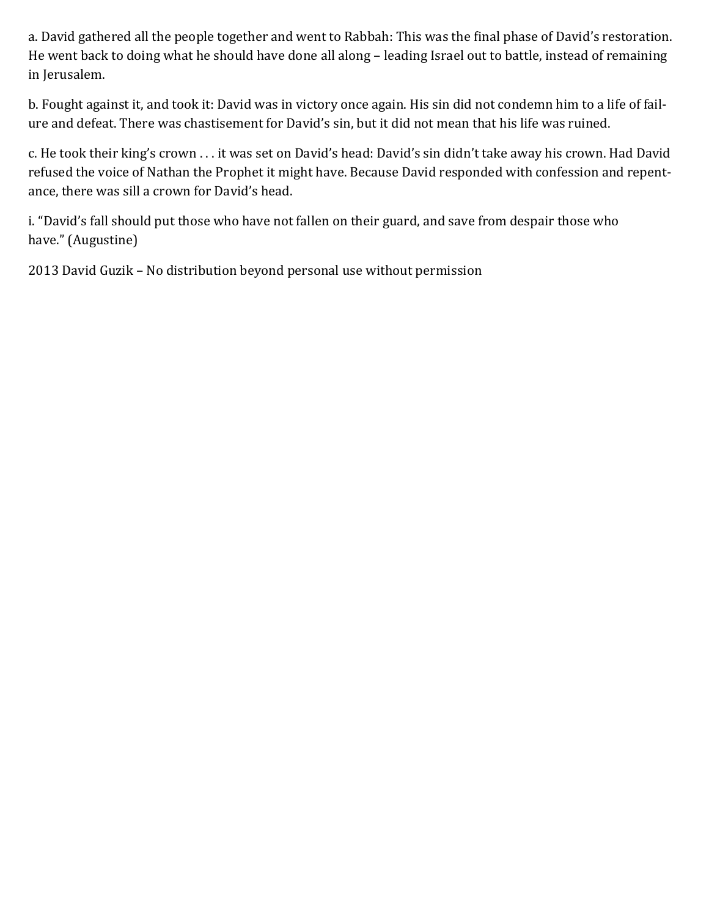a. David gathered all the people together and went to Rabbah: This was the final phase of David's restoration. He went back to doing what he should have done all along – leading Israel out to battle, instead of remaining in Jerusalem.

b. Fought against it, and took it: David was in victory once again. His sin did not condemn him to a life of failure and defeat. There was chastisement for David's sin, but it did not mean that his life was ruined.

c. He took their king's crown . . . it was set on David's head: David's sin didn't take away his crown. Had David refused the voice of Nathan the Prophet it might have. Because David responded with confession and repentance, there was sill a crown for David's head.

i. "David's fall should put those who have not fallen on their guard, and save from despair those who have." (Augustine)

2013 David Guzik – No distribution beyond personal use without permission